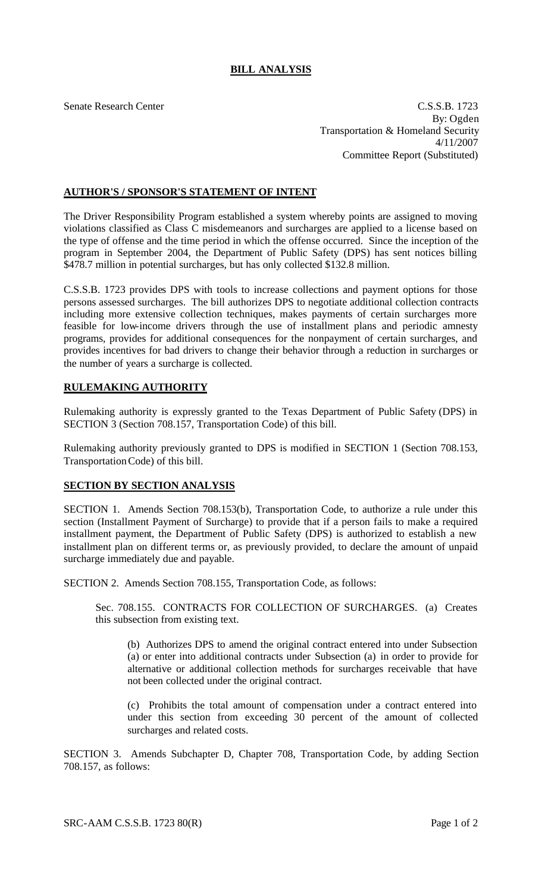# BILL ANALYSIS

Senate Research Center

C.S.S.B. 1723
By: Ogden
Transportation & Homeland Security
4/11/2007
Committee Report (Substituted)

## AUTHOR'S / SPONSOR'S STATEMENT OF INTENT

The Driver Responsibility Program established a system whereby points are assigned to moving violations classified as Class C misdemeanors and surcharges are applied to a license based on the type of offense and the time period in which the offense occurred. Since the inception of the program in September 2004, the Department of Public Safety (DPS) has sent notices billing $478.7 million in potential surcharges, but has only collected $132.8 million.

C.S.S.B. 1723 provides DPS with tools to increase collections and payment options for those persons assessed surcharges. The bill authorizes DPS to negotiate additional collection contracts including more extensive collection techniques, makes payments of certain surcharges more feasible for low-income drivers through the use of installment plans and periodic amnesty programs, provides for additional consequences for the nonpayment of certain surcharges, and provides incentives for bad drivers to change their behavior through a reduction in surcharges or the number of years a surcharge is collected.

## RULEMAKING AUTHORITY

Rulemaking authority is expressly granted to the Texas Department of Public Safety (DPS) in SECTION 3 (Section 708.157, Transportation Code) of this bill.

Rulemaking authority previously granted to DPS is modified in SECTION 1 (Section 708.153, Transportation Code) of this bill.

## SECTION BY SECTION ANALYSIS

SECTION 1. Amends Section 708.153(b), Transportation Code, to authorize a rule under this section (Installment Payment of Surcharge) to provide that if a person fails to make a required installment payment, the Department of Public Safety (DPS) is authorized to establish a new installment plan on different terms or, as previously provided, to declare the amount of unpaid surcharge immediately due and payable.

SECTION 2. Amends Section 708.155, Transportation Code, as follows:

Sec. 708.155. CONTRACTS FOR COLLECTION OF SURCHARGES. (a) Creates this subsection from existing text.

(b) Authorizes DPS to amend the original contract entered into under Subsection (a) or enter into additional contracts under Subsection (a) in order to provide for alternative or additional collection methods for surcharges receivable that have not been collected under the original contract.

(c) Prohibits the total amount of compensation under a contract entered into under this section from exceeding 30 percent of the amount of collected surcharges and related costs.

SECTION 3. Amends Subchapter D, Chapter 708, Transportation Code, by adding Section 708.157, as follows: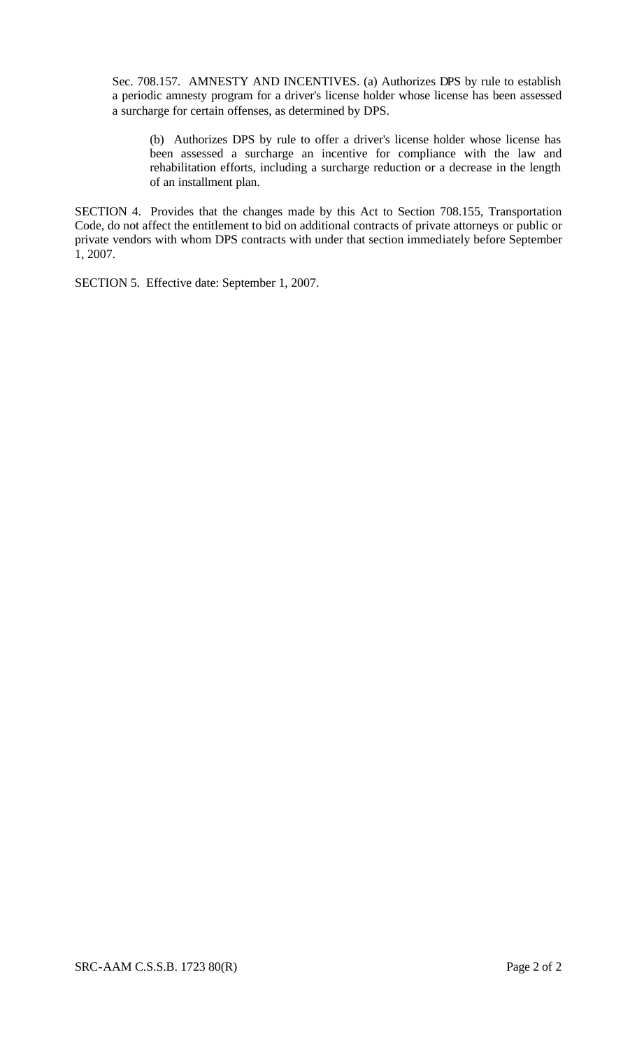Sec. 708.157. AMNESTY AND INCENTIVES. (a) Authorizes DPS by rule to establish a periodic amnesty program for a driver's license holder whose license has been assessed a surcharge for certain offenses, as determined by DPS.

(b) Authorizes DPS by rule to offer a driver's license holder whose license has been assessed a surcharge an incentive for compliance with the law and rehabilitation efforts, including a surcharge reduction or a decrease in the length of an installment plan.

SECTION 4. Provides that the changes made by this Act to Section 708.155, Transportation Code, do not affect the entitlement to bid on additional contracts of private attorneys or public or private vendors with whom DPS contracts with under that section immediately before September 1, 2007.

SECTION 5. Effective date: September 1, 2007.

SRC-AAM C.S.S.B. 1723 80(R)